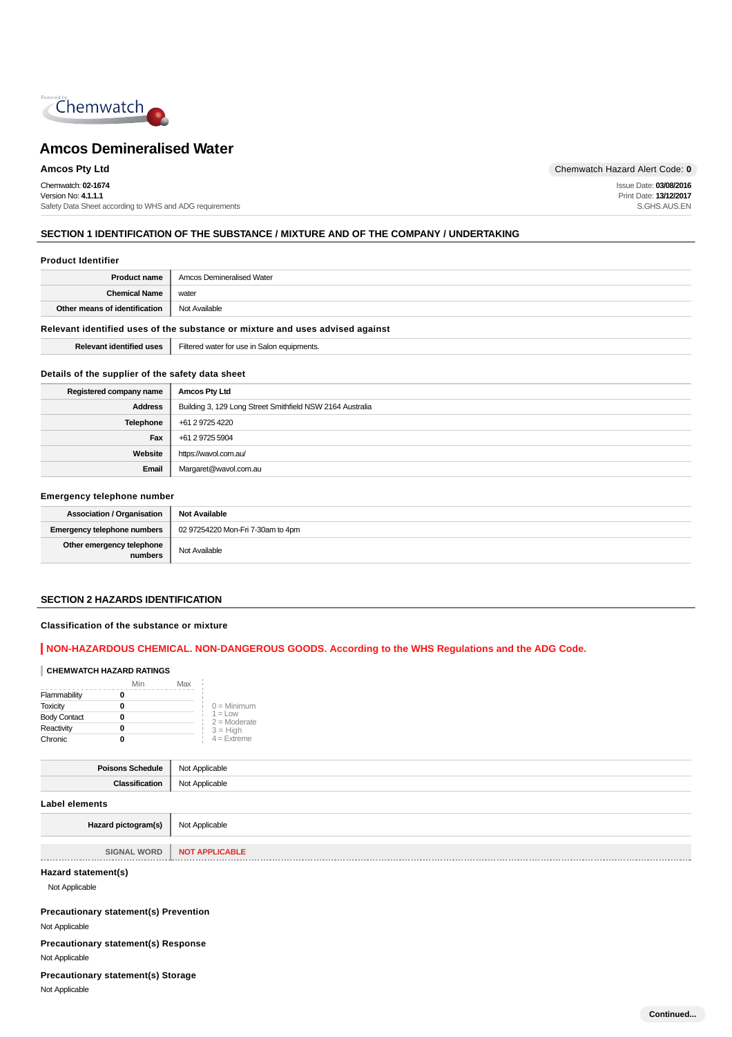# Amcos Demineralised Water

**Amcos Pty Ltd** — Chemwatch Hazard Alert Code: **0**

Chemwatch: **02-1674**
Version No: **4.1.1.1**
Safety Data Sheet according to WHS and ADG requirements

Issue Date: **03/08/2016**
Print Date: **13/12/2017**
S.GHS.AUS.EN

## SECTION 1 IDENTIFICATION OF THE SUBSTANCE / MIXTURE AND OF THE COMPANY / UNDERTAKING

### Product Identifier

| | |
|---|---|
| **Product name** | Amcos Demineralised Water |
| **Chemical Name** | water |
| **Other means of identification** | Not Available |

### Relevant identified uses of the substance or mixture and uses advised against

| | |
|---|---|
| **Relevant identified uses** | Filtered water for use in Salon equipments. |

### Details of the supplier of the safety data sheet

| | |
|---|---|
| **Registered company name** | **Amcos Pty Ltd** |
| **Address** | Building 3, 129 Long Street Smithfield NSW 2164 Australia |
| **Telephone** | +61 2 9725 4220 |
| **Fax** | +61 2 9725 5904 |
| **Website** | https://wavol.com.au/ |
| **Email** | Margaret@wavol.com.au |

### Emergency telephone number

| | |
|---|---|
| **Association / Organisation** | **Not Available** |
| **Emergency telephone numbers** | 02 97254220 Mon-Fri 7-30am to 4pm |
| **Other emergency telephone numbers** | Not Available |

## SECTION 2 HAZARDS IDENTIFICATION

### Classification of the substance or mixture

**NON-HAZARDOUS CHEMICAL. NON-DANGEROUS GOODS. According to the WHS Regulations and the ADG Code.**

#### CHEMWATCH HAZARD RATINGS

| | Min | Max |
|---|---|---|
| Flammability | 0 | |
| Toxicity | 0 | |
| Body Contact | 0 | |
| Reactivity | 0 | |
| Chronic | 0 | |

0 = Minimum
1 = Low
2 = Moderate
3 = High
4 = Extreme

| | |
|---|---|
| **Poisons Schedule** | Not Applicable |
| **Classification** | Not Applicable |

### Label elements

| | |
|---|---|
| **Hazard pictogram(s)** | Not Applicable |
| **SIGNAL WORD** | **NOT APPLICABLE** |

### Hazard statement(s)

Not Applicable

### Precautionary statement(s) Prevention

Not Applicable

### Precautionary statement(s) Response

Not Applicable

### Precautionary statement(s) Storage

Not Applicable

**Continued...**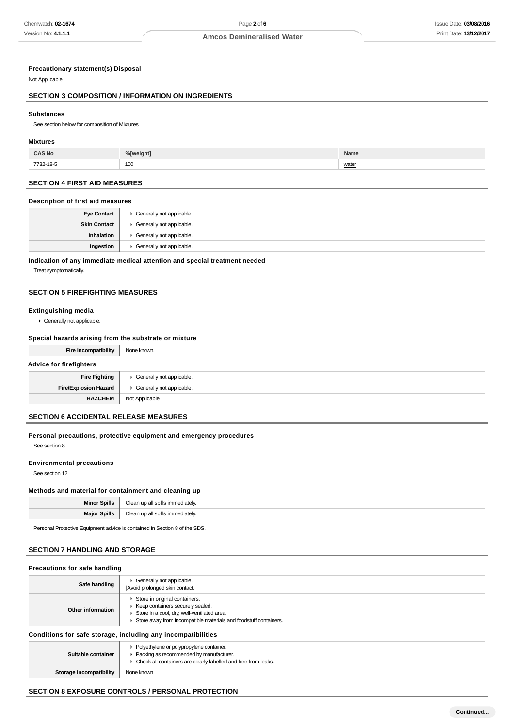### Precautionary statement(s) Disposal

Not Applicable

## SECTION 3 COMPOSITION / INFORMATION ON INGREDIENTS

### Substances

See section below for composition of Mixtures

### Mixtures

| CAS No | %[weight] | Name |
|---|---|---|
| 7732-18-5 | 100 | water |

## SECTION 4 FIRST AID MEASURES

### Description of first aid measures

| | |
|---|---|
| **Eye Contact** | ▸ Generally not applicable. |
| **Skin Contact** | ▸ Generally not applicable. |
| **Inhalation** | ▸ Generally not applicable. |
| **Ingestion** | ▸ Generally not applicable. |

### Indication of any immediate medical attention and special treatment needed

Treat symptomatically.

## SECTION 5 FIREFIGHTING MEASURES

### Extinguishing media

- Generally not applicable.

### Special hazards arising from the substrate or mixture

| | |
|---|---|
| **Fire Incompatibility** | None known. |

### Advice for firefighters

| | |
|---|---|
| **Fire Fighting** | ▸ Generally not applicable. |
| **Fire/Explosion Hazard** | ▸ Generally not applicable. |
| **HAZCHEM** | Not Applicable |

## SECTION 6 ACCIDENTAL RELEASE MEASURES

### Personal precautions, protective equipment and emergency procedures

See section 8

### Environmental precautions

See section 12

### Methods and material for containment and cleaning up

| | |
|---|---|
| **Minor Spills** | Clean up all spills immediately. |
| **Major Spills** | Clean up all spills immediately. |

Personal Protective Equipment advice is contained in Section 8 of the SDS.

## SECTION 7 HANDLING AND STORAGE

### Precautions for safe handling

| | |
|---|---|
| **Safe handling** | ▸ Generally not applicable.<br>\|Avoid prolonged skin contact. |
| **Other information** | ▸ Store in original containers.<br>▸ Keep containers securely sealed.<br>▸ Store in a cool, dry, well-ventilated area.<br>▸ Store away from incompatible materials and foodstuff containers. |

### Conditions for safe storage, including any incompatibilities

| | |
|---|---|
| **Suitable container** | ▸ Polyethylene or polypropylene container.<br>▸ Packing as recommended by manufacturer.<br>▸ Check all containers are clearly labelled and free from leaks. |
| **Storage incompatibility** | None known |

## SECTION 8 EXPOSURE CONTROLS / PERSONAL PROTECTION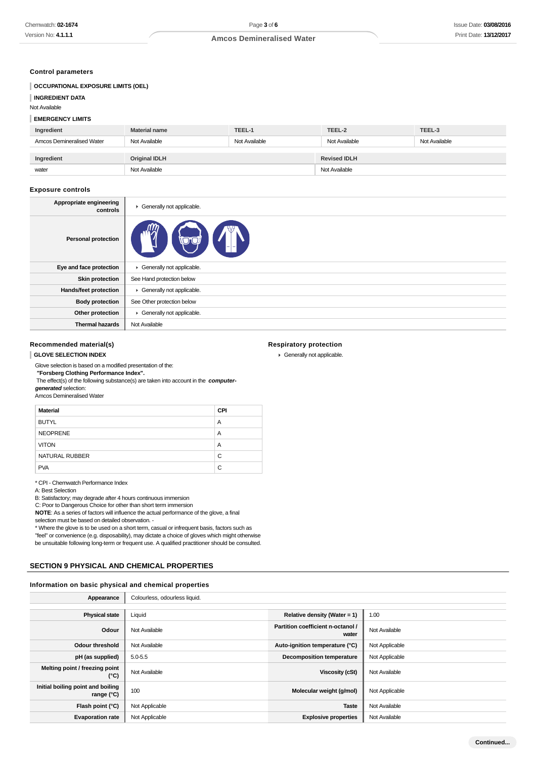### Control parameters

**OCCUPATIONAL EXPOSURE LIMITS (OEL)**

**INGREDIENT DATA**

Not Available

**EMERGENCY LIMITS**

| Ingredient | Material name | TEEL-1 | TEEL-2 | TEEL-3 |
|---|---|---|---|---|
| Amcos Demineralised Water | Not Available | Not Available | Not Available | Not Available |

| Ingredient | Original IDLH | Revised IDLH |
|---|---|---|
| water | Not Available | Not Available |

### Exposure controls

| | |
|---|---|
| **Appropriate engineering controls** | Generally not applicable. |
| **Personal protection** | |
| **Eye and face protection** | Generally not applicable. |
| **Skin protection** | See Hand protection below |
| **Hands/feet protection** | Generally not applicable. |
| **Body protection** | See Other protection below |
| **Other protection** | Generally not applicable. |
| **Thermal hazards** | Not Available |

### Recommended material(s)

**GLOVE SELECTION INDEX**

Glove selection is based on a modified presentation of the:
**"Forsberg Clothing Performance Index".**
The effect(s) of the following substance(s) are taken into account in the ***computer-generated*** selection:
Amcos Demineralised Water

| Material | CPI |
|---|---|
| BUTYL | A |
| NEOPRENE | A |
| VITON | A |
| NATURAL RUBBER | C |
| PVA | C |

* CPI - Chemwatch Performance Index
A: Best Selection
B: Satisfactory; may degrade after 4 hours continuous immersion
C: Poor to Dangerous Choice for other than short term immersion
**NOTE**: As a series of factors will influence the actual performance of the glove, a final selection must be based on detailed observation. -
* Where the glove is to be used on a short term, casual or infrequent basis, factors such as "feel" or convenience (e.g. disposability), may dictate a choice of gloves which might otherwise be unsuitable following long-term or frequent use. A qualified practitioner should be consulted.

### Respiratory protection

- Generally not applicable.

## SECTION 9 PHYSICAL AND CHEMICAL PROPERTIES

### Information on basic physical and chemical properties

| | | | |
|---|---|---|---|
| **Appearance** | Colourless, odourless liquid. | | |
| **Physical state** | Liquid | **Relative density (Water = 1)** | 1.00 |
| **Odour** | Not Available | **Partition coefficient n-octanol / water** | Not Available |
| **Odour threshold** | Not Available | **Auto-ignition temperature (°C)** | Not Applicable |
| **pH (as supplied)** | 5.0-5.5 | **Decomposition temperature** | Not Applicable |
| **Melting point / freezing point (°C)** | Not Available | **Viscosity (cSt)** | Not Available |
| **Initial boiling point and boiling range (°C)** | 100 | **Molecular weight (g/mol)** | Not Applicable |
| **Flash point (°C)** | Not Applicable | **Taste** | Not Available |
| **Evaporation rate** | Not Applicable | **Explosive properties** | Not Available |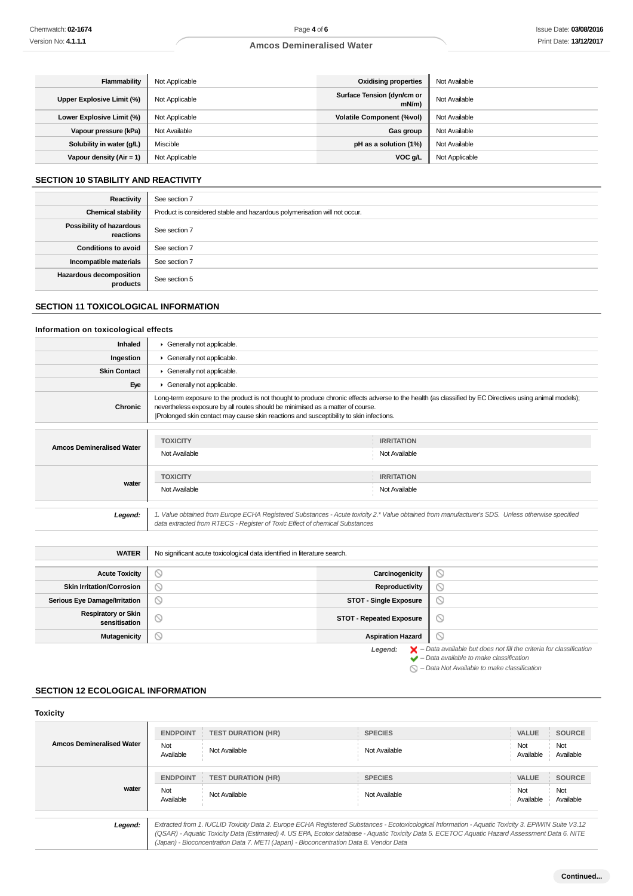| | | | |
|---|---|---|---|
| **Flammability** | Not Applicable | **Oxidising properties** | Not Available |
| **Upper Explosive Limit (%)** | Not Applicable | **Surface Tension (dyn/cm or mN/m)** | Not Available |
| **Lower Explosive Limit (%)** | Not Applicable | **Volatile Component (%vol)** | Not Available |
| **Vapour pressure (kPa)** | Not Available | **Gas group** | Not Available |
| **Solubility in water (g/L)** | Miscible | **pH as a solution (1%)** | Not Available |
| **Vapour density (Air = 1)** | Not Applicable | **VOC g/L** | Not Applicable |

## SECTION 10 STABILITY AND REACTIVITY

| | |
|---|---|
| **Reactivity** | See section 7 |
| **Chemical stability** | Product is considered stable and hazardous polymerisation will not occur. |
| **Possibility of hazardous reactions** | See section 7 |
| **Conditions to avoid** | See section 7 |
| **Incompatible materials** | See section 7 |
| **Hazardous decomposition products** | See section 5 |

## SECTION 11 TOXICOLOGICAL INFORMATION

### Information on toxicological effects

| | |
|---|---|
| **Inhaled** | Generally not applicable. |
| **Ingestion** | Generally not applicable. |
| **Skin Contact** | Generally not applicable. |
| **Eye** | Generally not applicable. |
| **Chronic** | Long-term exposure to the product is not thought to produce chronic effects adverse to the health (as classified by EC Directives using animal models); nevertheless exposure by all routes should be minimised as a matter of course.<br>Prolonged skin contact may cause skin reactions and susceptibility to skin infections. |

| | TOXICITY | IRRITATION |
|---|---|---|
| **Amcos Demineralised Water** | Not Available | Not Available |
| **water** | Not Available | Not Available |

***Legend:*** *1. Value obtained from Europe ECHA Registered Substances - Acute toxicity 2.\* Value obtained from manufacturer's SDS. Unless otherwise specified data extracted from RTECS - Register of Toxic Effect of chemical Substances*

| | |
|---|---|
| **WATER** | No significant acute toxicological data identified in literature search. |

| | | | |
|---|---|---|---|
| **Acute Toxicity** | ⊘ | **Carcinogenicity** | ⊘ |
| **Skin Irritation/Corrosion** | ⊘ | **Reproductivity** | ⊘ |
| **Serious Eye Damage/Irritation** | ⊘ | **STOT - Single Exposure** | ⊘ |
| **Respiratory or Skin sensitisation** | ⊘ | **STOT - Repeated Exposure** | ⊘ |
| **Mutagenicity** | ⊘ | **Aspiration Hazard** | ⊘ |

***Legend:***
- ✘ *– Data available but does not fill the criteria for classification*
- ✔ *– Data available to make classification*
- ⊘ *– Data Not Available to make classification*

## SECTION 12 ECOLOGICAL INFORMATION

### Toxicity

| | ENDPOINT | TEST DURATION (HR) | SPECIES | VALUE | SOURCE |
|---|---|---|---|---|---|
| **Amcos Demineralised Water** | Not Available | Not Available | Not Available | Not Available | Not Available |
| **water** | Not Available | Not Available | Not Available | Not Available | Not Available |

***Legend:*** *Extracted from 1. IUCLID Toxicity Data 2. Europe ECHA Registered Substances - Ecotoxicological Information - Aquatic Toxicity 3. EPIWIN Suite V3.12 (QSAR) - Aquatic Toxicity Data (Estimated) 4. US EPA, Ecotox database - Aquatic Toxicity Data 5. ECETOC Aquatic Hazard Assessment Data 6. NITE (Japan) - Bioconcentration Data 7. METI (Japan) - Bioconcentration Data 8. Vendor Data*

**Continued...**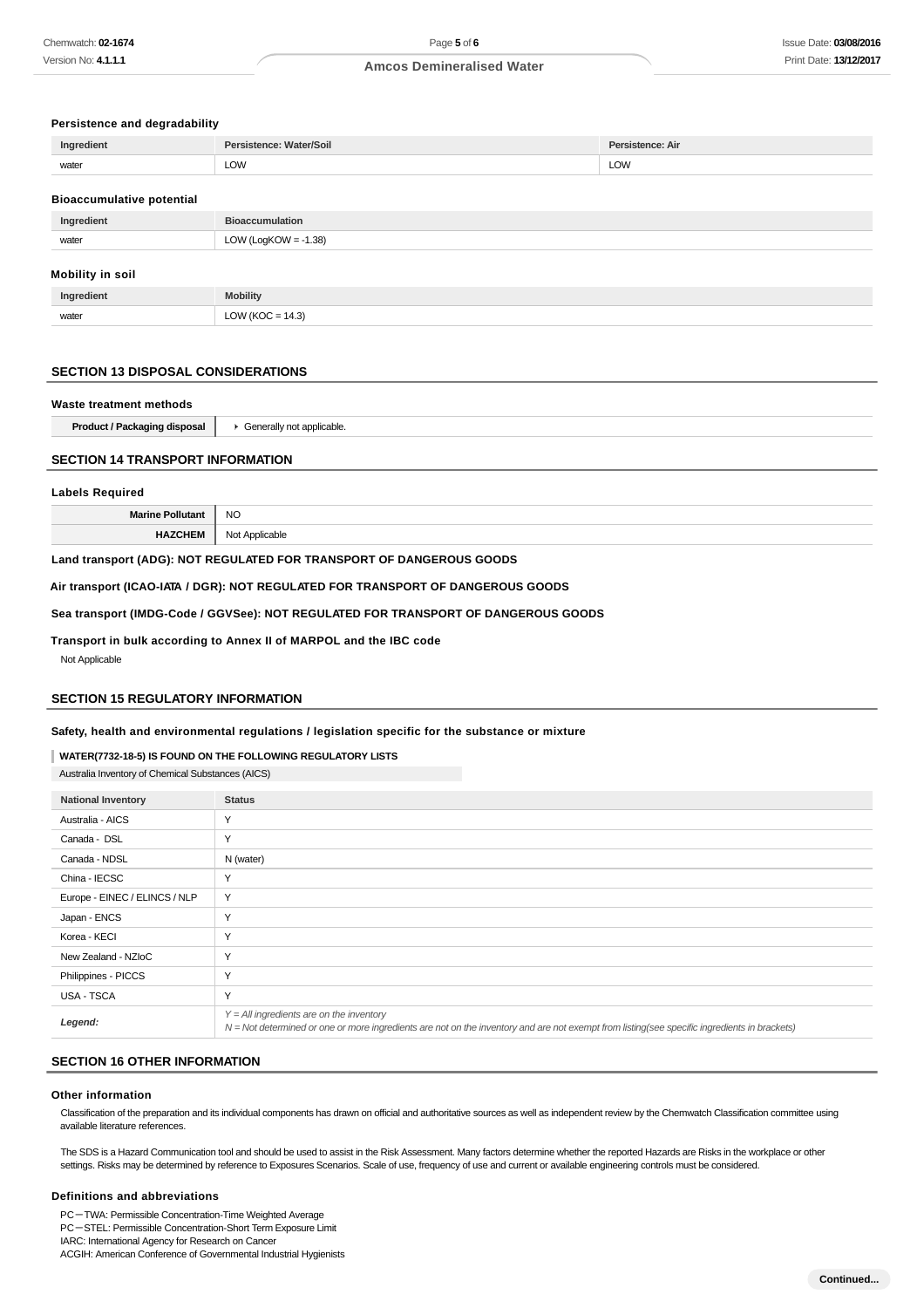### Persistence and degradability

| Ingredient | Persistence: Water/Soil | Persistence: Air |
| --- | --- | --- |
| water | LOW | LOW |

### Bioaccumulative potential

| Ingredient | Bioaccumulation |
| --- | --- |
| water | LOW (LogKOW = -1.38) |

### Mobility in soil

| Ingredient | Mobility |
| --- | --- |
| water | LOW (KOC = 14.3) |

## SECTION 13 DISPOSAL CONSIDERATIONS

### Waste treatment methods

| | |
| --- | --- |
| **Product / Packaging disposal** | ▸ Generally not applicable. |

## SECTION 14 TRANSPORT INFORMATION

### Labels Required

| | |
| --- | --- |
| **Marine Pollutant** | NO |
| **HAZCHEM** | Not Applicable |

**Land transport (ADG): NOT REGULATED FOR TRANSPORT OF DANGEROUS GOODS**

**Air transport (ICAO-IATA / DGR): NOT REGULATED FOR TRANSPORT OF DANGEROUS GOODS**

**Sea transport (IMDG-Code / GGVSee): NOT REGULATED FOR TRANSPORT OF DANGEROUS GOODS**

**Transport in bulk according to Annex II of MARPOL and the IBC code**

Not Applicable

## SECTION 15 REGULATORY INFORMATION

### Safety, health and environmental regulations / legislation specific for the substance or mixture

**WATER(7732-18-5) IS FOUND ON THE FOLLOWING REGULATORY LISTS**

Australia Inventory of Chemical Substances (AICS)

| National Inventory | Status |
| --- | --- |
| Australia - AICS | Y |
| Canada - DSL | Y |
| Canada - NDSL | N (water) |
| China - IECSC | Y |
| Europe - EINEC / ELINCS / NLP | Y |
| Japan - ENCS | Y |
| Korea - KECI | Y |
| New Zealand - NZIoC | Y |
| Philippines - PICCS | Y |
| USA - TSCA | Y |
| ***Legend:*** | *Y = All ingredients are on the inventory*<br>*N = Not determined or one or more ingredients are not on the inventory and are not exempt from listing(see specific ingredients in brackets)* |

## SECTION 16 OTHER INFORMATION

### Other information

Classification of the preparation and its individual components has drawn on official and authoritative sources as well as independent review by the Chemwatch Classification committee using available literature references.

The SDS is a Hazard Communication tool and should be used to assist in the Risk Assessment. Many factors determine whether the reported Hazards are Risks in the workplace or other settings. Risks may be determined by reference to Exposures Scenarios. Scale of use, frequency of use and current or available engineering controls must be considered.

### Definitions and abbreviations

PC－TWA: Permissible Concentration-Time Weighted Average
PC－STEL: Permissible Concentration-Short Term Exposure Limit
IARC: International Agency for Research on Cancer
ACGIH: American Conference of Governmental Industrial Hygienists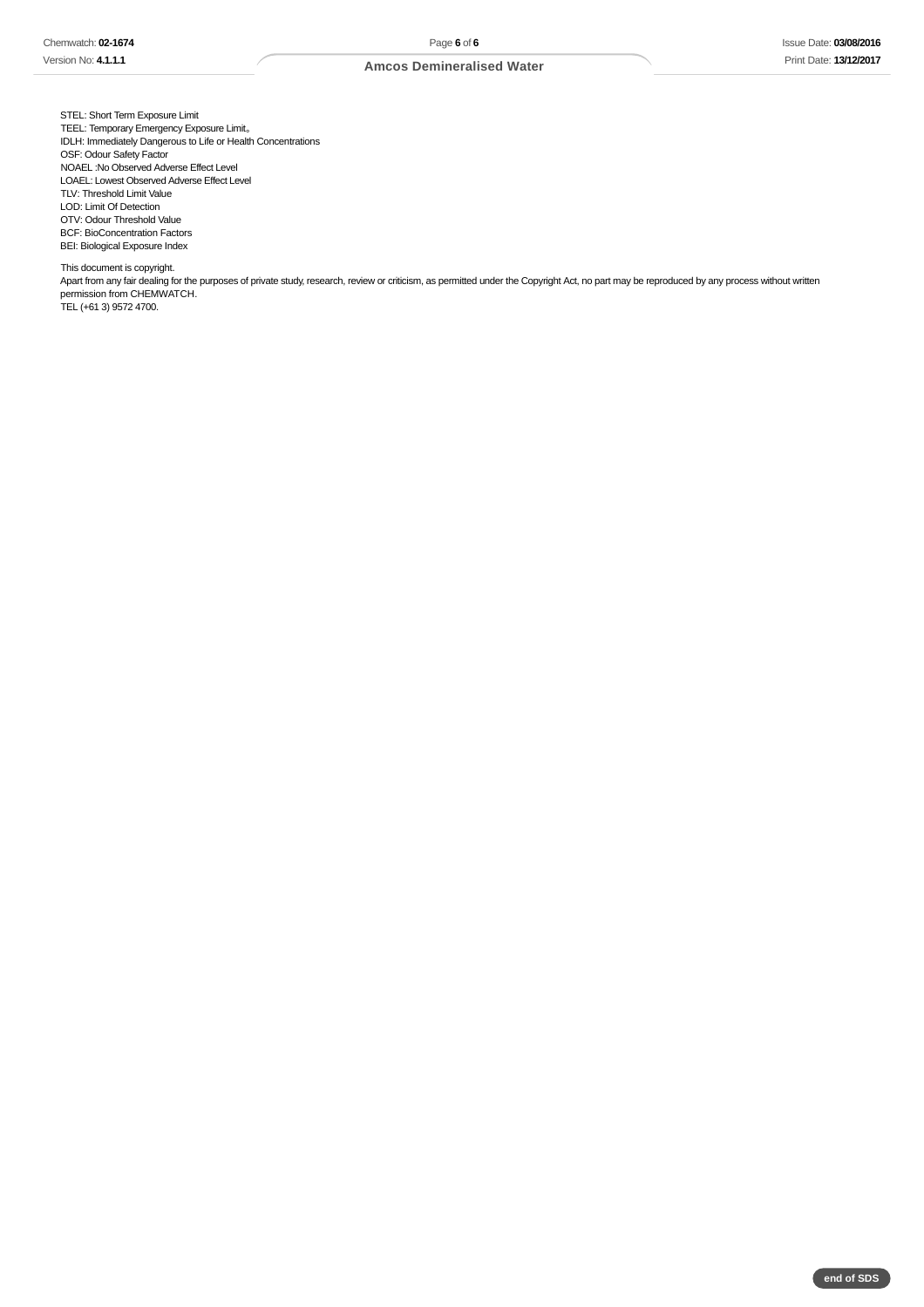STEL: Short Term Exposure Limit
TEEL: Temporary Emergency Exposure Limit。
IDLH: Immediately Dangerous to Life or Health Concentrations
OSF: Odour Safety Factor
NOAEL :No Observed Adverse Effect Level
LOAEL: Lowest Observed Adverse Effect Level
TLV: Threshold Limit Value
LOD: Limit Of Detection
OTV: Odour Threshold Value
BCF: BioConcentration Factors
BEI: Biological Exposure Index

This document is copyright.
Apart from any fair dealing for the purposes of private study, research, review or criticism, as permitted under the Copyright Act, no part may be reproduced by any process without written permission from CHEMWATCH.
TEL (+61 3) 9572 4700.

**end of SDS**